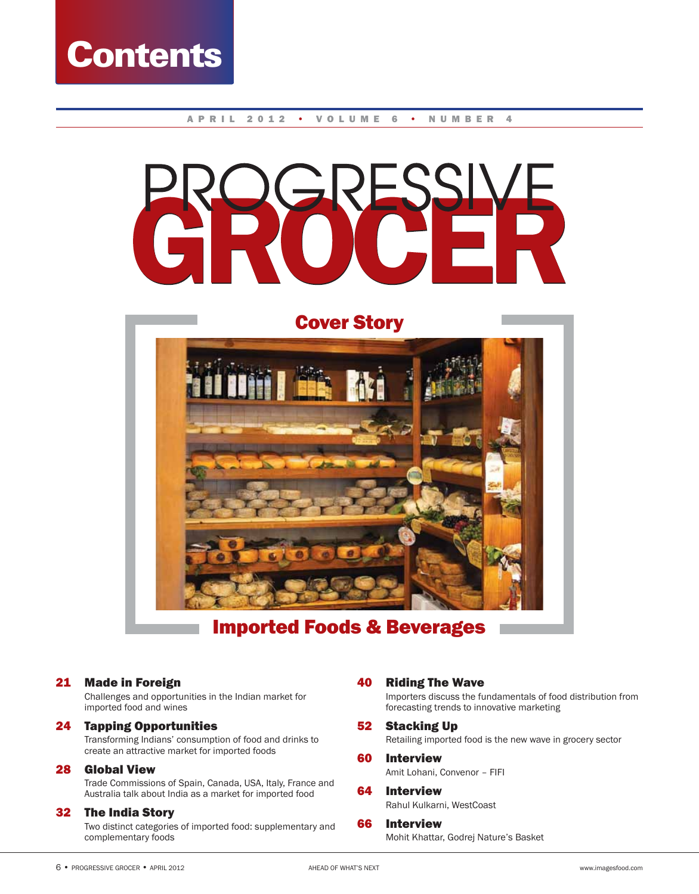# Contents

APRIL 2012 • VOLUME 6 • NUMBER 4

# PROGRESSIVE GROCER

## Cover Story

## Imported Foods & Beverages

**21 Made in Foreign**
Challenges and opportunities in the Indian market for imported food and wines

**24 Tapping Opportunities**
Transforming Indians' consumption of food and drinks to create an attractive market for imported foods

**28 Global View**
Trade Commissions of Spain, Canada, USA, Italy, France and Australia talk about India as a market for imported food

**32 The India Story**
Two distinct categories of imported food: supplementary and complementary foods

**40 Riding The Wave**
Importers discuss the fundamentals of food distribution from forecasting trends to innovative marketing

**52 Stacking Up**
Retailing imported food is the new wave in grocery sector

**60 Interview**
Amit Lohani, Convenor – FIFI

**64 Interview**
Rahul Kulkarni, WestCoast

**66 Interview**
Mohit Khattar, Godrej Nature's Basket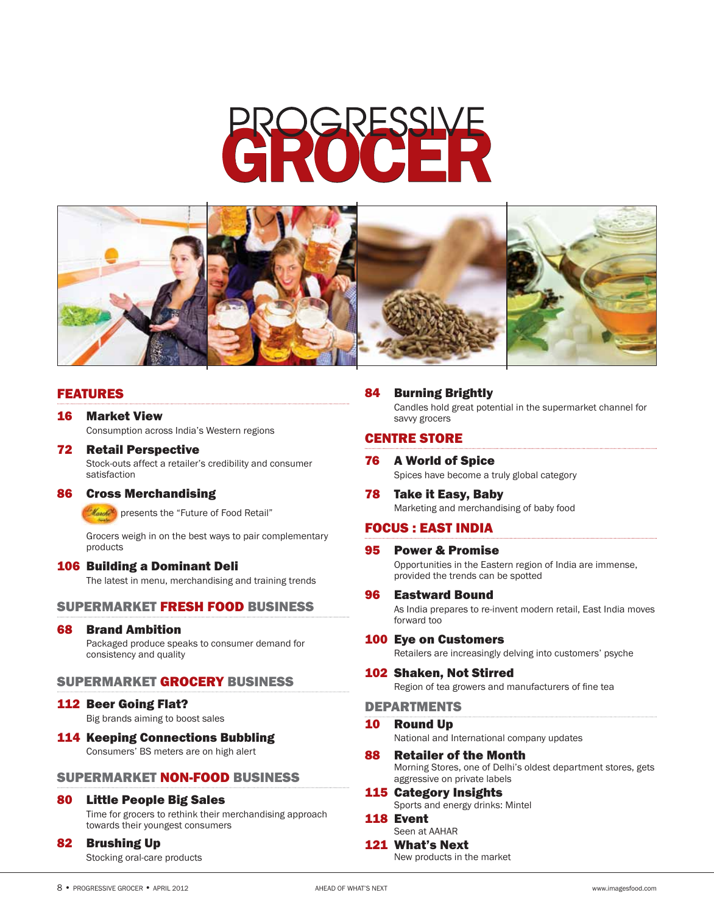# PROGRESSIVE GROCER

## FEATURES

**16 Market View**
Consumption across India's Western regions

**72 Retail Perspective**
Stock-outs affect a retailer's credibility and consumer satisfaction

**86 Cross Merchandising**
presents the "Future of Food Retail"

Grocers weigh in on the best ways to pair complementary products

**106 Building a Dominant Deli**
The latest in menu, merchandising and training trends

## SUPERMARKET FRESH FOOD BUSINESS

**68 Brand Ambition**
Packaged produce speaks to consumer demand for consistency and quality

## SUPERMARKET GROCERY BUSINESS

**112 Beer Going Flat?**
Big brands aiming to boost sales

**114 Keeping Connections Bubbling**
Consumers' BS meters are on high alert

## SUPERMARKET NON-FOOD BUSINESS

**80 Little People Big Sales**
Time for grocers to rethink their merchandising approach towards their youngest consumers

**82 Brushing Up**
Stocking oral-care products

**84 Burning Brightly**
Candles hold great potential in the supermarket channel for savvy grocers

## CENTRE STORE

**76 A World of Spice**
Spices have become a truly global category

**78 Take it Easy, Baby**
Marketing and merchandising of baby food

## FOCUS : EAST INDIA

**95 Power & Promise**
Opportunities in the Eastern region of India are immense, provided the trends can be spotted

**96 Eastward Bound**
As India prepares to re-invent modern retail, East India moves forward too

**100 Eye on Customers**
Retailers are increasingly delving into customers' psyche

**102 Shaken, Not Stirred**
Region of tea growers and manufacturers of fine tea

## DEPARTMENTS

**10 Round Up**
National and International company updates

**88 Retailer of the Month**
Morning Stores, one of Delhi's oldest department stores, gets aggressive on private labels

**115 Category Insights**
Sports and energy drinks: Mintel

**118 Event**
Seen at AAHAR

**121 What's Next**
New products in the market